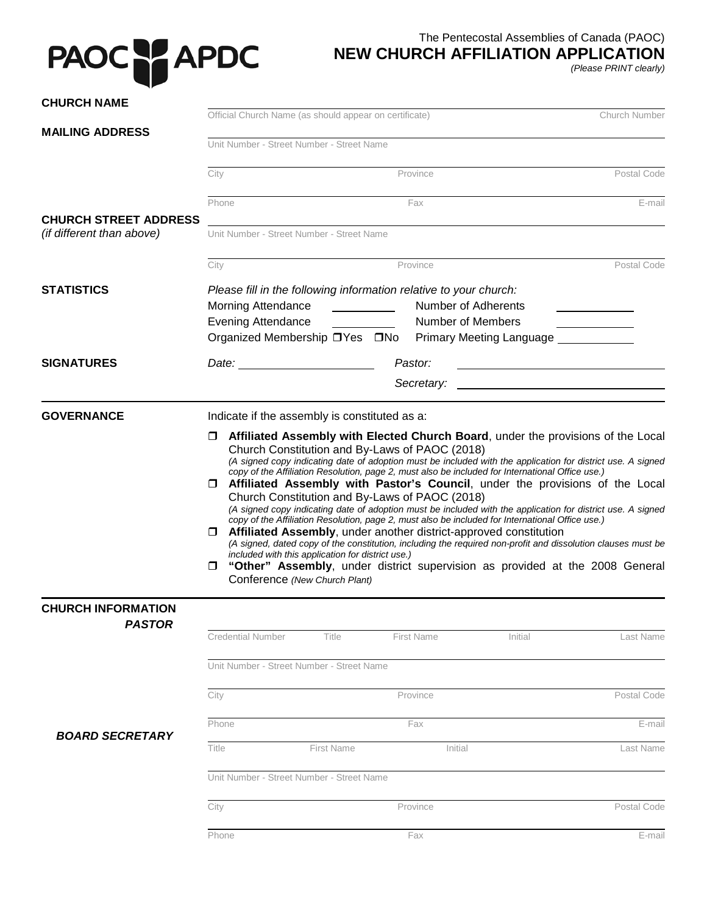PAOC APDC

The Pentecostal Assemblies of Canada (PAOC)

# NEW CHURCH AFFILIATION APPLICATION

*(Please PRINT clearly)*

**CHURCH NAME**

Official Church Name (as should appear on certificate) ______ Church Number ______

**MAILING ADDRESS**

Unit Number - Street Number - Street Name ______

City ______ Province ______ Postal Code ______

Phone ______ Fax ______ E-mail ______

**CHURCH STREET ADDRESS**
*(if different than above)*

Unit Number - Street Number - Street Name ______

City ______ Province ______ Postal Code ______

**STATISTICS**

*Please fill in the following information relative to your church:*

Morning Attendance ______ Number of Adherents ______

Evening Attendance ______ Number of Members ______

Organized Membership ❒Yes ❒No Primary Meeting Language ______

**SIGNATURES**

*Date:* ______ *Pastor:* ______

*Secretary:* ______

**GOVERNANCE**

Indicate if the assembly is constituted as a:

- ❒ **Affiliated Assembly with Elected Church Board**, under the provisions of the Local Church Constitution and By-Laws of PAOC (2018)
  *(A signed copy indicating date of adoption must be included with the application for district use. A signed copy of the Affiliation Resolution, page 2, must also be included for International Office use.)*
- ❒ **Affiliated Assembly with Pastor's Council**, under the provisions of the Local Church Constitution and By-Laws of PAOC (2018)
  *(A signed copy indicating date of adoption must be included with the application for district use. A signed copy of the Affiliation Resolution, page 2, must also be included for International Office use.)*
- ❒ **Affiliated Assembly**, under another district-approved constitution
  *(A signed, dated copy of the constitution, including the required non-profit and dissolution clauses must be included with this application for district use.)*
- ❒ **"Other" Assembly**, under district supervision as provided at the 2008 General Conference *(New Church Plant)*

**CHURCH INFORMATION**

***PASTOR***

Credential Number ______ Title ______ First Name ______ Initial ______ Last Name ______

Unit Number - Street Number - Street Name ______

City ______ Province ______ Postal Code ______

Phone ______ Fax ______ E-mail ______

***BOARD SECRETARY***

Title ______ First Name ______ Initial ______ Last Name ______

Unit Number - Street Number - Street Name ______

City ______ Province ______ Postal Code ______

Phone ______ Fax ______ E-mail ______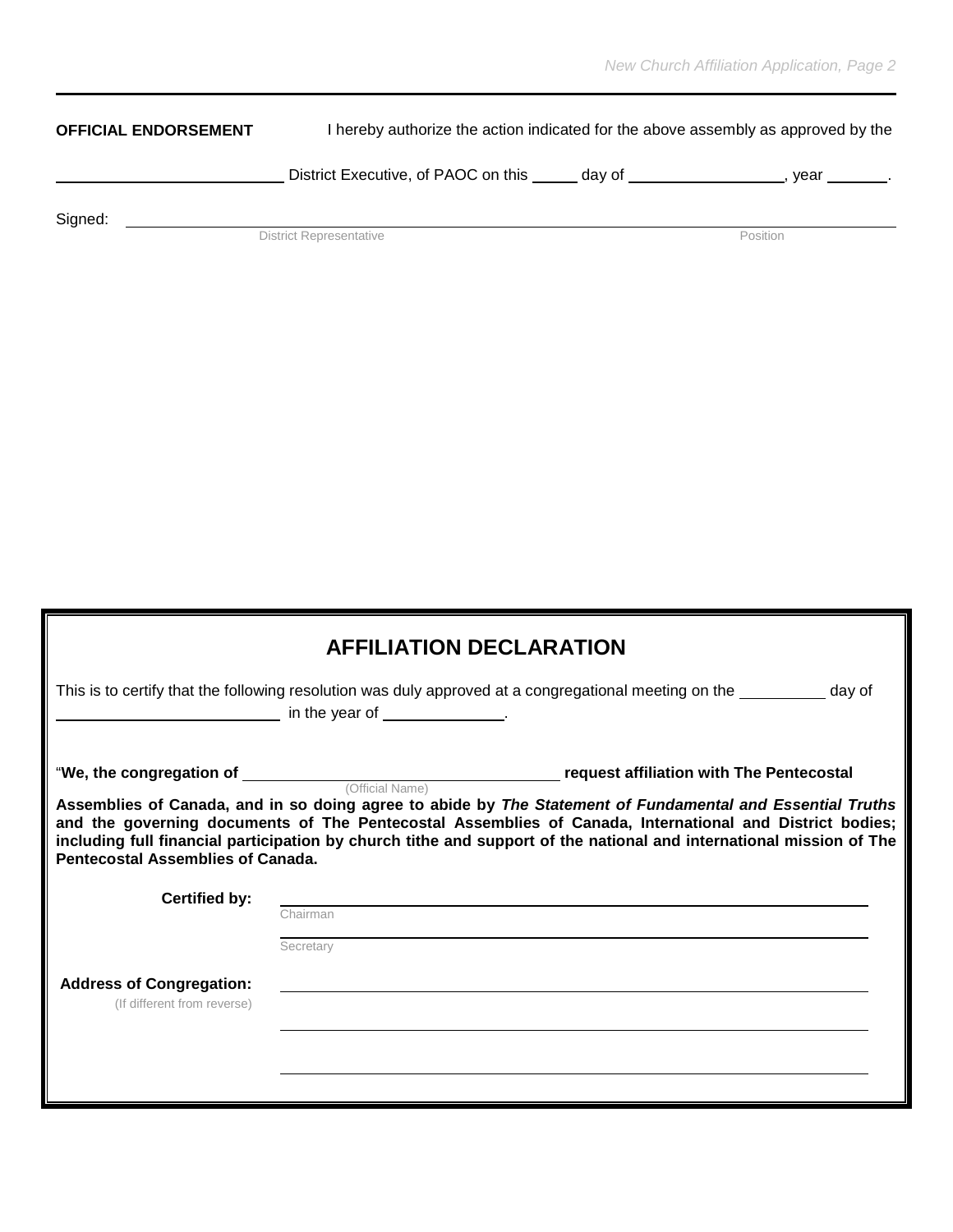**OFFICIAL ENDORSEMENT** I hereby authorize the action indicated for the above assembly as approved by the

\_\_\_\_\_\_\_\_\_\_\_\_\_\_\_\_\_\_\_\_\_\_\_\_ District Executive, of PAOC on this \_\_\_\_\_ day of \_\_\_\_\_\_\_\_\_\_\_\_\_\_\_\_\_, year \_\_\_\_\_\_\_.

Signed: \_\_\_\_\_\_\_\_\_\_\_\_\_\_\_\_\_\_\_\_\_\_\_\_\_\_\_\_\_\_\_\_\_\_\_\_\_\_\_\_\_\_\_\_\_\_\_\_\_\_\_\_\_\_\_\_\_\_\_\_\_\_\_\_\_\_\_\_

District Representative Position

## AFFILIATION DECLARATION

This is to certify that the following resolution was duly approved at a congregational meeting on the \_\_\_\_\_\_\_\_\_\_ day of \_\_\_\_\_\_\_\_\_\_\_\_\_\_\_\_\_\_\_\_\_\_\_\_ in the year of \_\_\_\_\_\_\_\_\_\_\_\_\_\_.

"**We, the congregation of** \_\_\_\_\_\_\_\_\_\_\_\_\_\_\_\_\_\_\_\_\_\_\_\_\_\_\_\_\_\_\_\_\_\_\_\_ **request affiliation with The Pentecostal**
(Official Name)
**Assemblies of Canada, and in so doing agree to abide by *The Statement of Fundamental and Essential Truths* and the governing documents of The Pentecostal Assemblies of Canada, International and District bodies; including full financial participation by church tithe and support of the national and international mission of The Pentecostal Assemblies of Canada.**

**Certified by:** \_\_\_\_\_\_\_\_\_\_\_\_\_\_\_\_\_\_\_\_\_\_\_\_\_\_\_\_\_\_\_\_\_\_\_\_\_\_\_\_\_\_\_\_\_\_\_\_
Chairman

\_\_\_\_\_\_\_\_\_\_\_\_\_\_\_\_\_\_\_\_\_\_\_\_\_\_\_\_\_\_\_\_\_\_\_\_\_\_\_\_\_\_\_\_\_\_\_\_
Secretary

**Address of Congregation:** \_\_\_\_\_\_\_\_\_\_\_\_\_\_\_\_\_\_\_\_\_\_\_\_\_\_\_\_\_\_\_\_\_\_\_\_\_\_\_\_\_\_\_\_\_\_\_\_
(If different from reverse)

\_\_\_\_\_\_\_\_\_\_\_\_\_\_\_\_\_\_\_\_\_\_\_\_\_\_\_\_\_\_\_\_\_\_\_\_\_\_\_\_\_\_\_\_\_\_\_\_

\_\_\_\_\_\_\_\_\_\_\_\_\_\_\_\_\_\_\_\_\_\_\_\_\_\_\_\_\_\_\_\_\_\_\_\_\_\_\_\_\_\_\_\_\_\_\_\_